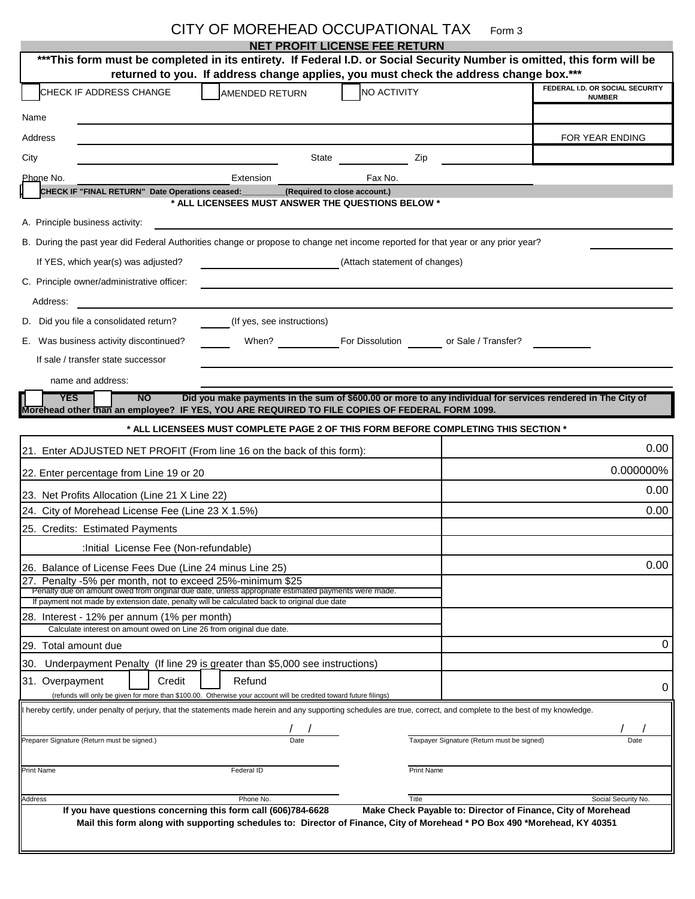# CITY OF MOREHEAD OCCUPATIONAL TAX Form 3

## NET PROFIT LICENSE FEE RETURN

**\*\*\*This form must be completed in its entirety. If Federal I.D. or Social Security Number is omitted, this form will be returned to you. If address change applies, you must check the address change box.\*\*\***

☐ CHECK IF ADDRESS CHANGE ☐ AMENDED RETURN ☐ NO ACTIVITY

**FEDERAL I.D. OR SOCIAL SECURITY NUMBER**

Name

Address

FOR YEAR ENDING

City State Zip

Phone No. Extension Fax No.

☐ **CHECK IF "FINAL RETURN" Date Operations ceased:\_\_\_\_\_\_\_\_\_\_(Required to close account.)**

**\* ALL LICENSEES MUST ANSWER THE QUESTIONS BELOW \***

A. Principle business activity:

B. During the past year did Federal Authorities change or propose to change net income reported for that year or any prior year?

If YES, which year(s) was adjusted? (Attach statement of changes)

C. Principle owner/administrative officer:

Address:

D. Did you file a consolidated return? (If yes, see instructions)

E. Was business activity discontinued? When? For Dissolution or Sale / Transfer?

If sale / transfer state successor name and address:

☐ **YES** ☐ **NO** **Did you make payments in the sum of $600.00 or more to any individual for services rendered in The City of Morehead other than an employee? IF YES, YOU ARE REQUIRED TO FILE COPIES OF FEDERAL FORM 1099.**

**\* ALL LICENSEES MUST COMPLETE PAGE 2 OF THIS FORM BEFORE COMPLETING THIS SECTION \***

| Line | Amount |
|---|---|
| 21. Enter ADJUSTED NET PROFIT (From line 16 on the back of this form): | 0.00 |
| 22. Enter percentage from Line 19 or 20 | 0.000000% |
| 23. Net Profits Allocation (Line 21 X Line 22) | 0.00 |
| 24. City of Morehead License Fee (Line 23 X 1.5%) | 0.00 |
| 25. Credits: Estimated Payments | |
| :Initial License Fee (Non-refundable) | |
| 26. Balance of License Fees Due (Line 24 minus Line 25) | 0.00 |
| 27. Penalty -5% per month, not to exceed 25%-minimum $25<br>Penalty due on amount owed from original due date, unless appropriate estimated payments were made.<br>If payment not made by extension date, penalty will be calculated back to original due date | |
| 28. Interest - 12% per annum (1% per month)<br>Calculate interest on amount owed on Line 26 from original due date. | |
| 29. Total amount due | 0 |
| 30. Underpayment Penalty (If line 29 is greater than $5,000 see instructions) | |
| 31. Overpayment ☐ Credit ☐ Refund<br>(refunds will only be given for more than $100.00. Otherwise your account will be credited toward future filings) | 0 |

I hereby certify, under penalty of perjury, that the statements made herein and any supporting schedules are true, correct, and complete to the best of my knowledge.

Preparer Signature (Return must be signed.) Date / /

Taxpayer Signature (Return must be signed) Date / /

Print Name Federal ID

Print Name

Address Phone No.

Title Social Security No.

**If you have questions concerning this form call (606)784-6628** **Make Check Payable to: Director of Finance, City of Morehead**

**Mail this form along with supporting schedules to: Director of Finance, City of Morehead \* PO Box 490 \*Morehead, KY 40351**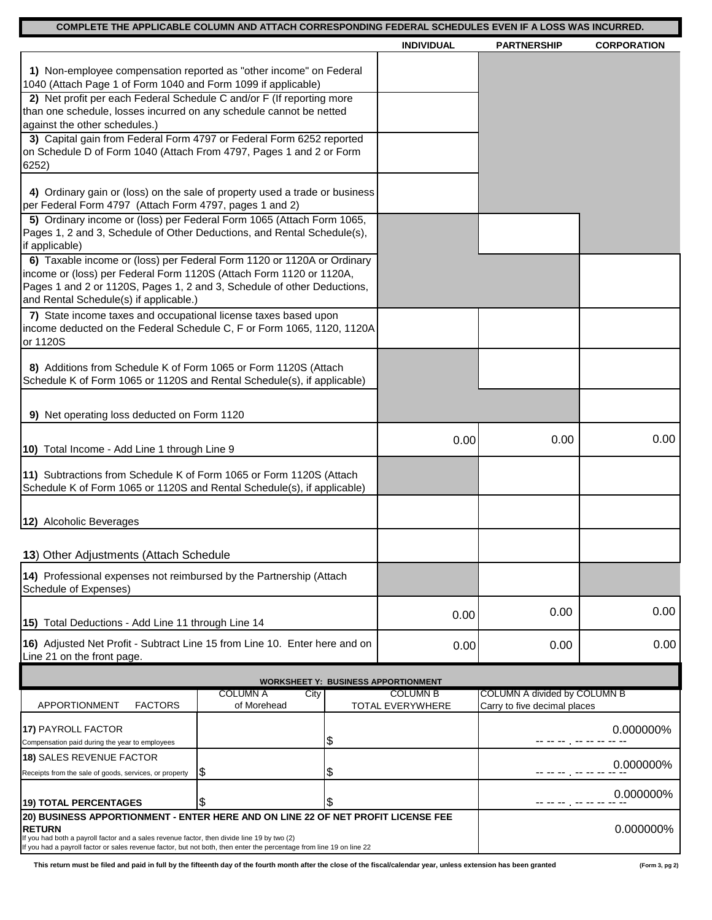**COMPLETE THE APPLICABLE COLUMN AND ATTACH CORRESPONDING FEDERAL SCHEDULES EVEN IF A LOSS WAS INCURRED.**

| | INDIVIDUAL | PARTNERSHIP | CORPORATION |
|---|---|---|---|
| **1)** Non-employee compensation reported as "other income" on Federal 1040 (Attach Page 1 of Form 1040 and Form 1099 if applicable) | | | |
| **2)** Net profit per each Federal Schedule C and/or F (If reporting more than one schedule, losses incurred on any schedule cannot be netted against the other schedules.) | | | |
| **3)** Capital gain from Federal Form 4797 or Federal Form 6252 reported on Schedule D of Form 1040 (Attach From 4797, Pages 1 and 2 or Form 6252) | | | |
| **4)** Ordinary gain or (loss) on the sale of property used a trade or business per Federal Form 4797 (Attach Form 4797, pages 1 and 2) | | | |
| **5)** Ordinary income or (loss) per Federal Form 1065 (Attach Form 1065, Pages 1, 2 and 3, Schedule of Other Deductions, and Rental Schedule(s), if applicable) | | | |
| **6)** Taxable income or (loss) per Federal Form 1120 or 1120A or Ordinary income or (loss) per Federal Form 1120S (Attach Form 1120 or 1120A, Pages 1 and 2 or 1120S, Pages 1, 2 and 3, Schedule of other Deductions, and Rental Schedule(s) if applicable.) | | | |
| **7)** State income taxes and occupational license taxes based upon income deducted on the Federal Schedule C, F or Form 1065, 1120, 1120A or 1120S | | | |
| **8)** Additions from Schedule K of Form 1065 or Form 1120S (Attach Schedule K of Form 1065 or 1120S and Rental Schedule(s), if applicable) | | | |
| **9)** Net operating loss deducted on Form 1120 | | | |
| **10)** Total Income - Add Line 1 through Line 9 | 0.00 | 0.00 | 0.00 |
| **11)** Subtractions from Schedule K of Form 1065 or Form 1120S (Attach Schedule K of Form 1065 or 1120S and Rental Schedule(s), if applicable) | | | |
| **12)** Alcoholic Beverages | | | |
| **13)** Other Adjustments (Attach Schedule | | | |
| **14)** Professional expenses not reimbursed by the Partnership (Attach Schedule of Expenses) | | | |
| **15)** Total Deductions - Add Line 11 through Line 14 | 0.00 | 0.00 | 0.00 |
| **16)** Adjusted Net Profit - Subtract Line 15 from Line 10. Enter here and on Line 21 on the front page. | 0.00 | 0.00 | 0.00 |

**WORKSHEET Y: BUSINESS APPORTIONMENT**

| APPORTIONMENT FACTORS | COLUMN A City of Morehead | COLUMN B TOTAL EVERYWHERE | COLUMN A divided by COLUMN B Carry to five decimal places |
|---|---|---|---|
| **17)** PAYROLL FACTOR<br>Compensation paid during the year to employees | | $ | 0.000000%<br>-- -- -- . -- -- -- -- -- |
| **18)** SALES REVENUE FACTOR<br>Receipts from the sale of goods, services, or property | $ | $ | 0.000000%<br>-- -- -- . -- -- -- -- -- |
| **19) TOTAL PERCENTAGES** | $ | $ | 0.000000%<br>-- -- -- . -- -- -- -- -- |
| **20) BUSINESS APPORTIONMENT - ENTER HERE AND ON LINE 22 OF NET PROFIT LICENSE FEE RETURN**<br>If you had both a payroll factor and a sales revenue factor, then divide line 19 by two (2)<br>If you had a payroll factor or sales revenue factor, but not both, then enter the percentage from line 19 on line 22 | | | 0.000000% |

**This return must be filed and paid in full by the fifteenth day of the fourth month after the close of the fiscal/calendar year, unless extension has been granted**

**(Form 3, pg 2)**